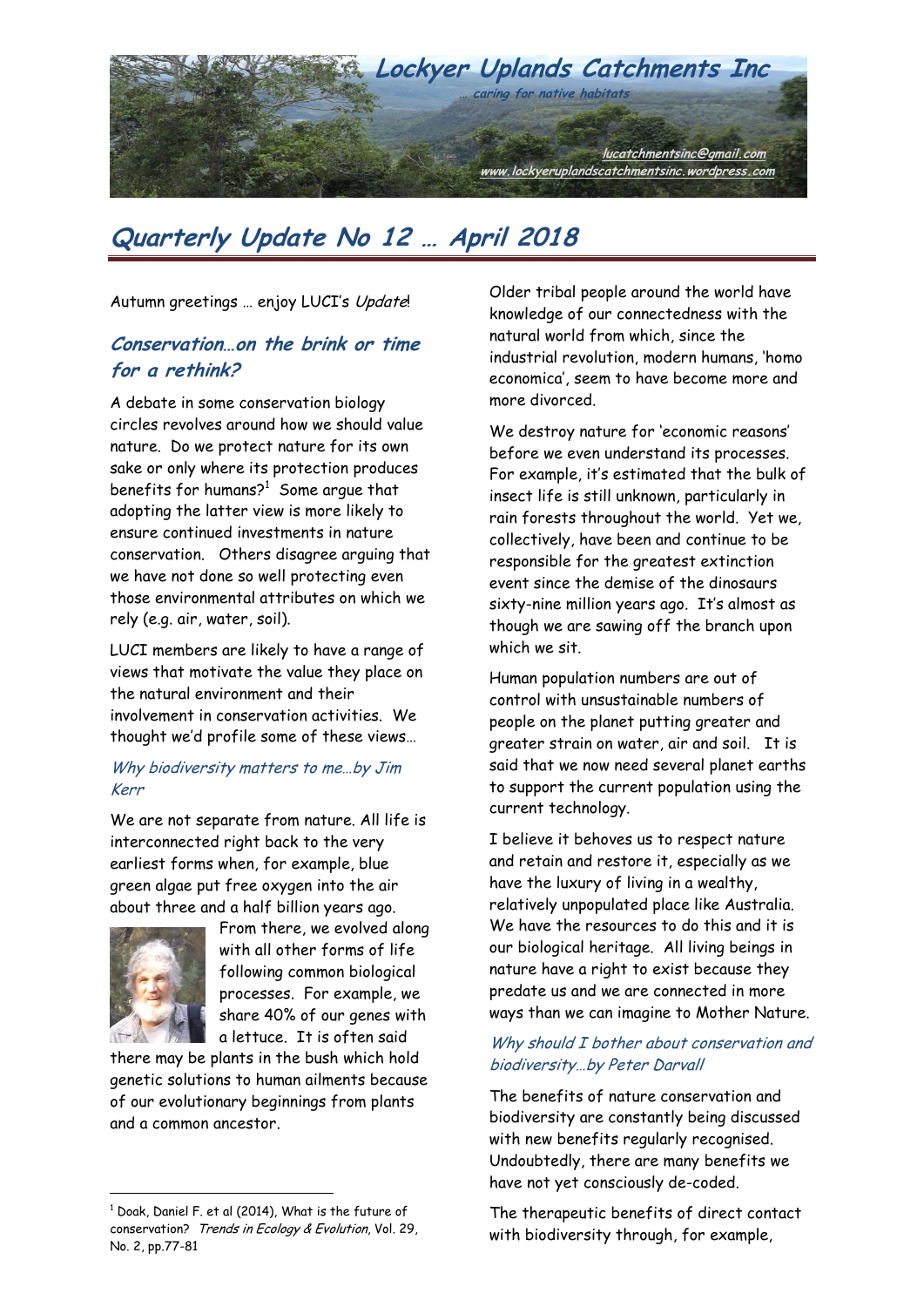# Lockyer Uplands Catchments Inc

*... caring for native habitats*

lucatchmentsinc@gmail.com
www.lockyeruplandscatchmentsinc.wordpress.com

## Quarterly Update No 12 … April 2018

Autumn greetings … enjoy LUCI's *Update*!

### Conservation…on the brink or time for a rethink?

A debate in some conservation biology circles revolves around how we should value nature. Do we protect nature for its own sake or only where its protection produces benefits for humans?[1] Some argue that adopting the latter view is more likely to ensure continued investments in nature conservation. Others disagree arguing that we have not done so well protecting even those environmental attributes on which we rely (e.g. air, water, soil).

LUCI members are likely to have a range of views that motivate the value they place on the natural environment and their involvement in conservation activities. We thought we'd profile some of these views…

#### *Why biodiversity matters to me…by Jim Kerr*

We are not separate from nature. All life is interconnected right back to the very earliest forms when, for example, blue green algae put free oxygen into the air about three and a half billion years ago. From there, we evolved along with all other forms of life following common biological processes. For example, we share 40% of our genes with a lettuce. It is often said there may be plants in the bush which hold genetic solutions to human ailments because of our evolutionary beginnings from plants and a common ancestor.

Older tribal people around the world have knowledge of our connectedness with the natural world from which, since the industrial revolution, modern humans, 'homo economica', seem to have become more and more divorced.

We destroy nature for 'economic reasons' before we even understand its processes. For example, it's estimated that the bulk of insect life is still unknown, particularly in rain forests throughout the world. Yet we, collectively, have been and continue to be responsible for the greatest extinction event since the demise of the dinosaurs sixty-nine million years ago. It's almost as though we are sawing off the branch upon which we sit.

Human population numbers are out of control with unsustainable numbers of people on the planet putting greater and greater strain on water, air and soil. It is said that we now need several planet earths to support the current population using the current technology.

I believe it behoves us to respect nature and retain and restore it, especially as we have the luxury of living in a wealthy, relatively unpopulated place like Australia. We have the resources to do this and it is our biological heritage. All living beings in nature have a right to exist because they predate us and we are connected in more ways than we can imagine to Mother Nature.

#### *Why should I bother about conservation and biodiversity…by Peter Darvall*

The benefits of nature conservation and biodiversity are constantly being discussed with new benefits regularly recognised. Undoubtedly, there are many benefits we have not yet consciously de-coded.

The therapeutic benefits of direct contact with biodiversity through, for example,

---

[1] Doak, Daniel F. et al (2014), What is the future of conservation? *Trends in Ecology & Evolution*, Vol. 29, No. 2, pp.77-81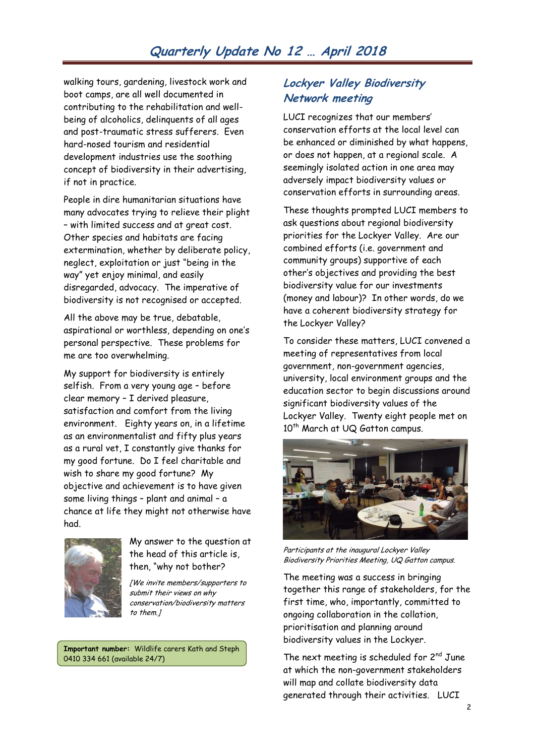walking tours, gardening, livestock work and boot camps, are all well documented in contributing to the rehabilitation and well-being of alcoholics, delinquents of all ages and post-traumatic stress sufferers. Even hard-nosed tourism and residential development industries use the soothing concept of biodiversity in their advertising, if not in practice.

People in dire humanitarian situations have many advocates trying to relieve their plight – with limited success and at great cost. Other species and habitats are facing extermination, whether by deliberate policy, neglect, exploitation or just "being in the way" yet enjoy minimal, and easily disregarded, advocacy. The imperative of biodiversity is not recognised or accepted.

All the above may be true, debatable, aspirational or worthless, depending on one's personal perspective. These problems for me are too overwhelming.

My support for biodiversity is entirely selfish. From a very young age – before clear memory – I derived pleasure, satisfaction and comfort from the living environment. Eighty years on, in a lifetime as an environmentalist and fifty plus years as a rural vet, I constantly give thanks for my good fortune. Do I feel charitable and wish to share my good fortune? My objective and achievement is to have given some living things – plant and animal – a chance at life they might not otherwise have had.

My answer to the question at the head of this article is, then, "why not bother?

*[We invite members/supporters to submit their views on why conservation/biodiversity matters to them.]*

**Important number:** Wildlife carers Kath and Steph 0410 334 661 (available 24/7)

## Lockyer Valley Biodiversity Network meeting

LUCI recognizes that our members' conservation efforts at the local level can be enhanced or diminished by what happens, or does not happen, at a regional scale. A seemingly isolated action in one area may adversely impact biodiversity values or conservation efforts in surrounding areas.

These thoughts prompted LUCI members to ask questions about regional biodiversity priorities for the Lockyer Valley. Are our combined efforts (i.e. government and community groups) supportive of each other's objectives and providing the best biodiversity value for our investments (money and labour)? In other words, do we have a coherent biodiversity strategy for the Lockyer Valley?

To consider these matters, LUCI convened a meeting of representatives from local government, non-government agencies, university, local environment groups and the education sector to begin discussions around significant biodiversity values of the Lockyer Valley. Twenty eight people met on 10th March at UQ Gatton campus.

*Participants at the inaugural Lockyer Valley Biodiversity Priorities Meeting, UQ Gatton campus.*

The meeting was a success in bringing together this range of stakeholders, for the first time, who, importantly, committed to ongoing collaboration in the collation, prioritisation and planning around biodiversity values in the Lockyer.

The next meeting is scheduled for 2nd June at which the non-government stakeholders will map and collate biodiversity data generated through their activities. LUCI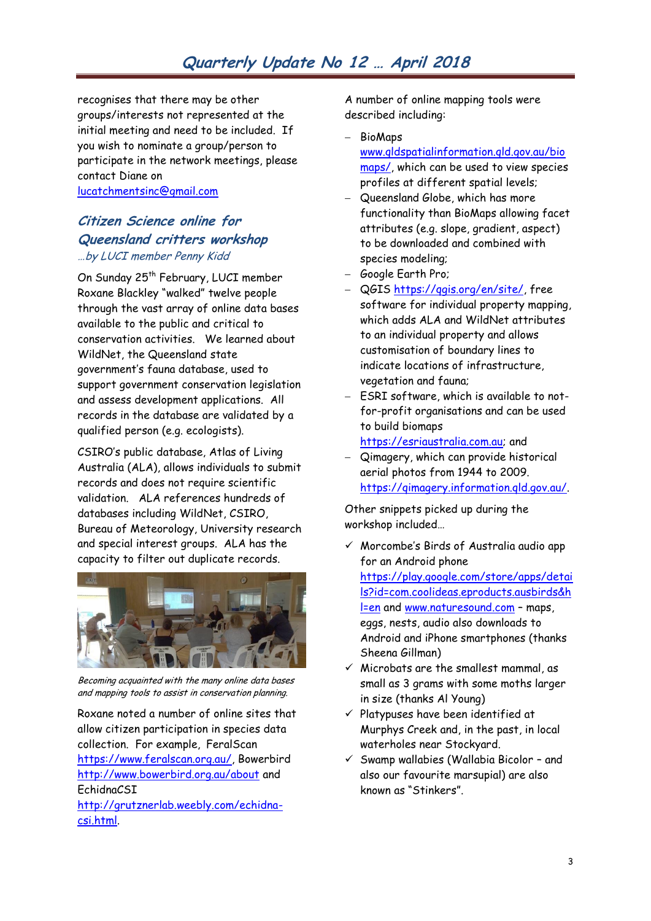recognises that there may be other groups/interests not represented at the initial meeting and need to be included. If you wish to nominate a group/person to participate in the network meetings, please contact Diane on lucatchmentsinc@gmail.com

## *Citizen Science online for Queensland critters workshop*

*…by LUCI member Penny Kidd*

On Sunday 25th February, LUCI member Roxane Blackley "walked" twelve people through the vast array of online data bases available to the public and critical to conservation activities. We learned about WildNet, the Queensland state government's fauna database, used to support government conservation legislation and assess development applications. All records in the database are validated by a qualified person (e.g. ecologists).

CSIRO's public database, Atlas of Living Australia (ALA), allows individuals to submit records and does not require scientific validation. ALA references hundreds of databases including WildNet, CSIRO, Bureau of Meteorology, University research and special interest groups. ALA has the capacity to filter out duplicate records.

*Becoming acquainted with the many online data bases and mapping tools to assist in conservation planning.*

Roxane noted a number of online sites that allow citizen participation in species data collection. For example, FeralScan https://www.feralscan.org.au/, Bowerbird http://www.bowerbird.org.au/about and EchidnaCSI http://grutznerlab.weebly.com/echidna-csi.html.

A number of online mapping tools were described including:

- BioMaps www.qldspatialinformation.qld.gov.au/biomaps/, which can be used to view species profiles at different spatial levels;
- Queensland Globe, which has more functionality than BioMaps allowing facet attributes (e.g. slope, gradient, aspect) to be downloaded and combined with species modeling;
- Google Earth Pro;
- QGIS https://qgis.org/en/site/, free software for individual property mapping, which adds ALA and WildNet attributes to an individual property and allows customisation of boundary lines to indicate locations of infrastructure, vegetation and fauna;
- ESRI software, which is available to not-for-profit organisations and can be used to build biomaps https://esriaustralia.com.au; and
- Qimagery, which can provide historical aerial photos from 1944 to 2009. https://qimagery.information.qld.gov.au/.

Other snippets picked up during the workshop included…

- ✓ Morcombe's Birds of Australia audio app for an Android phone https://play.google.com/store/apps/details?id=com.coolideas.eproducts.ausbirds&hl=en and www.naturesound.com – maps, eggs, nests, audio also downloads to Android and iPhone smartphones (thanks Sheena Gillman)
- ✓ Microbats are the smallest mammal, as small as 3 grams with some moths larger in size (thanks Al Young)
- ✓ Platypuses have been identified at Murphys Creek and, in the past, in local waterholes near Stockyard.
- ✓ Swamp wallabies (Wallabia Bicolor – and also our favourite marsupial) are also known as "Stinkers".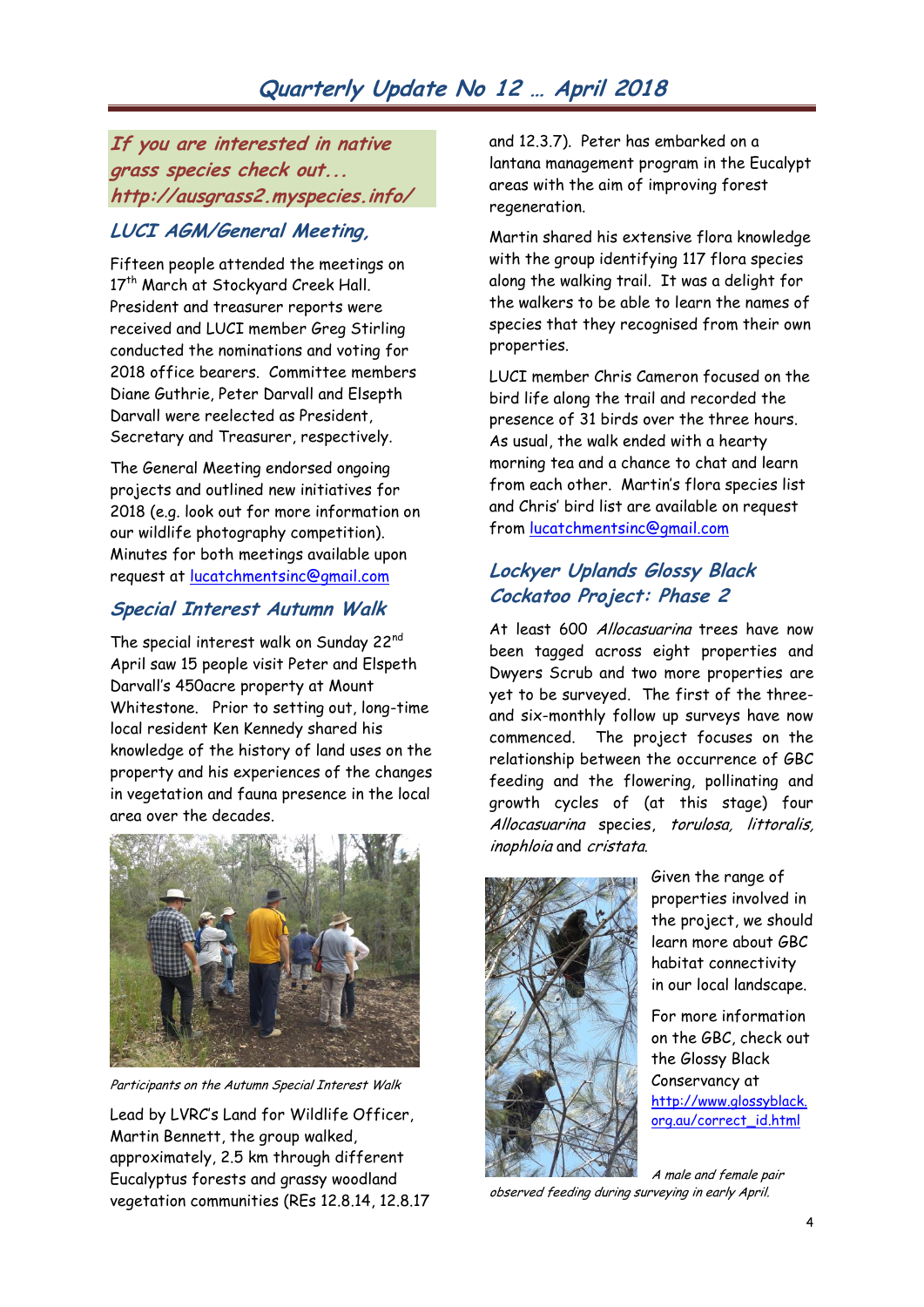# Quarterly Update No 12 … April 2018

***If you are interested in native grass species check out... http://ausgrass2.myspecies.info/***

## *LUCI AGM/General Meeting,*

Fifteen people attended the meetings on 17th March at Stockyard Creek Hall. President and treasurer reports were received and LUCI member Greg Stirling conducted the nominations and voting for 2018 office bearers. Committee members Diane Guthrie, Peter Darvall and Elspeth Darvall were reelected as President, Secretary and Treasurer, respectively.

The General Meeting endorsed ongoing projects and outlined new initiatives for 2018 (e.g. look out for more information on our wildlife photography competition). Minutes for both meetings available upon request at lucatchmentsinc@gmail.com

## *Special Interest Autumn Walk*

The special interest walk on Sunday 22nd April saw 15 people visit Peter and Elspeth Darvall's 450acre property at Mount Whitestone. Prior to setting out, long-time local resident Ken Kennedy shared his knowledge of the history of land uses on the property and his experiences of the changes in vegetation and fauna presence in the local area over the decades.

*Participants on the Autumn Special Interest Walk*

Lead by LVRC's Land for Wildlife Officer, Martin Bennett, the group walked, approximately, 2.5 km through different Eucalyptus forests and grassy woodland vegetation communities (REs 12.8.14, 12.8.17 and 12.3.7). Peter has embarked on a lantana management program in the Eucalypt areas with the aim of improving forest regeneration.

Martin shared his extensive flora knowledge with the group identifying 117 flora species along the walking trail. It was a delight for the walkers to be able to learn the names of species that they recognised from their own properties.

LUCI member Chris Cameron focused on the bird life along the trail and recorded the presence of 31 birds over the three hours. As usual, the walk ended with a hearty morning tea and a chance to chat and learn from each other. Martin's flora species list and Chris' bird list are available on request from lucatchmentsinc@gmail.com

## *Lockyer Uplands Glossy Black Cockatoo Project: Phase 2*

At least 600 *Allocasuarina* trees have now been tagged across eight properties and Dwyers Scrub and two more properties are yet to be surveyed. The first of the three- and six-monthly follow up surveys have now commenced. The project focuses on the relationship between the occurrence of GBC feeding and the flowering, pollinating and growth cycles of (at this stage) four *Allocasuarina* species, *torulosa, littoralis, inophloia* and *cristata*.

Given the range of properties involved in the project, we should learn more about GBC habitat connectivity in our local landscape.

For more information on the GBC, check out the Glossy Black Conservancy at http://www.glossyblack.org.au/correct_id.html

*A male and female pair observed feeding during surveying in early April.*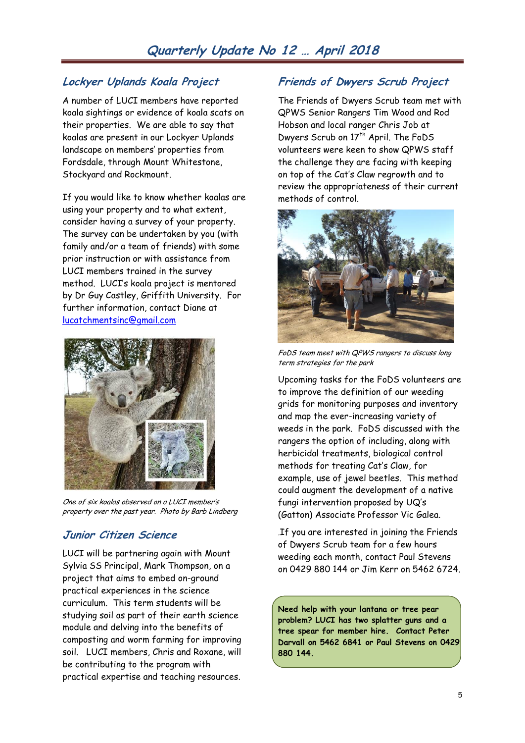# Quarterly Update No 12 … April 2018

## Lockyer Uplands Koala Project

A number of LUCI members have reported koala sightings or evidence of koala scats on their properties. We are able to say that koalas are present in our Lockyer Uplands landscape on members' properties from Fordsdale, through Mount Whitestone, Stockyard and Rockmount.

If you would like to know whether koalas are using your property and to what extent, consider having a survey of your property. The survey can be undertaken by you (with family and/or a team of friends) with some prior instruction or with assistance from LUCI members trained in the survey method. LUCI's koala project is mentored by Dr Guy Castley, Griffith University. For further information, contact Diane at lucatchmentsinc@gmail.com

*One of six koalas observed on a LUCI member's property over the past year. Photo by Barb Lindberg*

## Junior Citizen Science

LUCI will be partnering again with Mount Sylvia SS Principal, Mark Thompson, on a project that aims to embed on-ground practical experiences in the science curriculum. This term students will be studying soil as part of their earth science module and delving into the benefits of composting and worm farming for improving soil. LUCI members, Chris and Roxane, will be contributing to the program with practical expertise and teaching resources.

## Friends of Dwyers Scrub Project

The Friends of Dwyers Scrub team met with QPWS Senior Rangers Tim Wood and Rod Hobson and local ranger Chris Job at Dwyers Scrub on 17th April. The FoDS volunteers were keen to show QPWS staff the challenge they are facing with keeping on top of the Cat's Claw regrowth and to review the appropriateness of their current methods of control.

*FoDS team meet with QPWS rangers to discuss long term strategies for the park*

Upcoming tasks for the FoDS volunteers are to improve the definition of our weeding grids for monitoring purposes and inventory and map the ever-increasing variety of weeds in the park. FoDS discussed with the rangers the option of including, along with herbicidal treatments, biological control methods for treating Cat's Claw, for example, use of jewel beetles. This method could augment the development of a native fungi intervention proposed by UQ's (Gatton) Associate Professor Vic Galea.

.If you are interested in joining the Friends of Dwyers Scrub team for a few hours weeding each month, contact Paul Stevens on 0429 880 144 or Jim Kerr on 5462 6724.

**Need help with your lantana or tree pear problem? LUCI has two splatter guns and a tree spear for member hire. Contact Peter Darvall on 5462 6841 or Paul Stevens on 0429 880 144.**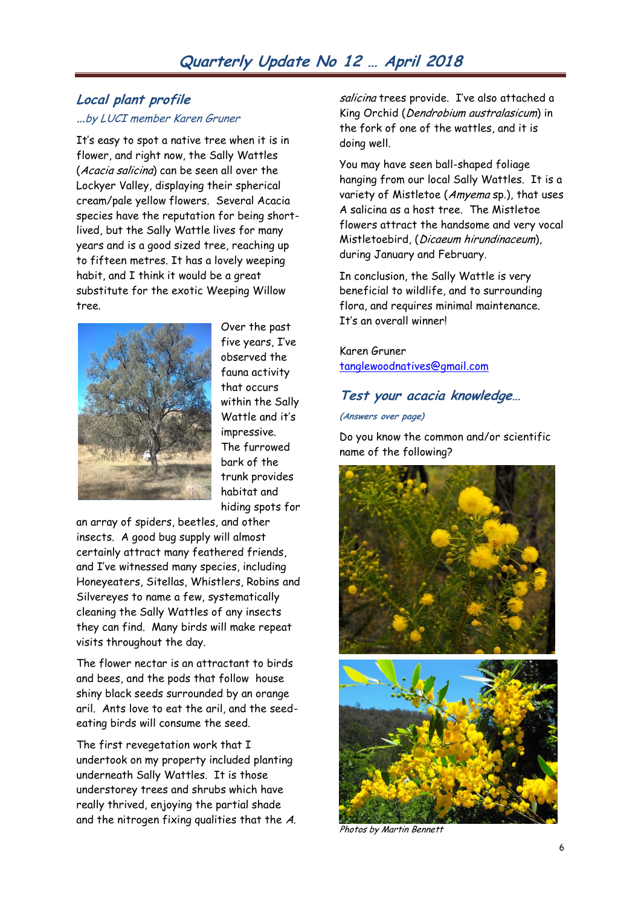## *Local plant profile*

*...by LUCI member Karen Gruner*

It's easy to spot a native tree when it is in flower, and right now, the Sally Wattles (*Acacia salicina*) can be seen all over the Lockyer Valley, displaying their spherical cream/pale yellow flowers. Several Acacia species have the reputation for being short-lived, but the Sally Wattle lives for many years and is a good sized tree, reaching up to fifteen metres. It has a lovely weeping habit, and I think it would be a great substitute for the exotic Weeping Willow tree.

Over the past five years, I've observed the fauna activity that occurs within the Sally Wattle and it's impressive. The furrowed bark of the trunk provides habitat and hiding spots for an array of spiders, beetles, and other insects. A good bug supply will almost certainly attract many feathered friends, and I've witnessed many species, including Honeyeaters, Sitellas, Whistlers, Robins and Silvereyes to name a few, systematically cleaning the Sally Wattles of any insects they can find. Many birds will make repeat visits throughout the day.

The flower nectar is an attractant to birds and bees, and the pods that follow house shiny black seeds surrounded by an orange aril. Ants love to eat the aril, and the seed-eating birds will consume the seed.

The first revegetation work that I undertook on my property included planting underneath Sally Wattles. It is those understorey trees and shrubs which have really thrived, enjoying the partial shade and the nitrogen fixing qualities that the *A. salicina* trees provide. I've also attached a King Orchid (*Dendrobium australasicum*) in the fork of one of the wattles, and it is doing well.

You may have seen ball-shaped foliage hanging from our local Sally Wattles. It is a variety of Mistletoe (*Amyema* sp.), that uses A salicina as a host tree. The Mistletoe flowers attract the handsome and very vocal Mistletoebird, (*Dicaeum hirundinaceum*), during January and February.

In conclusion, the Sally Wattle is very beneficial to wildlife, and to surrounding flora, and requires minimal maintenance. It's an overall winner!

Karen Gruner
tanglewoodnatives@gmail.com

## *Test your acacia knowledge...*

*(Answers over page)*

Do you know the common and/or scientific name of the following?

*Photos by Martin Bennett*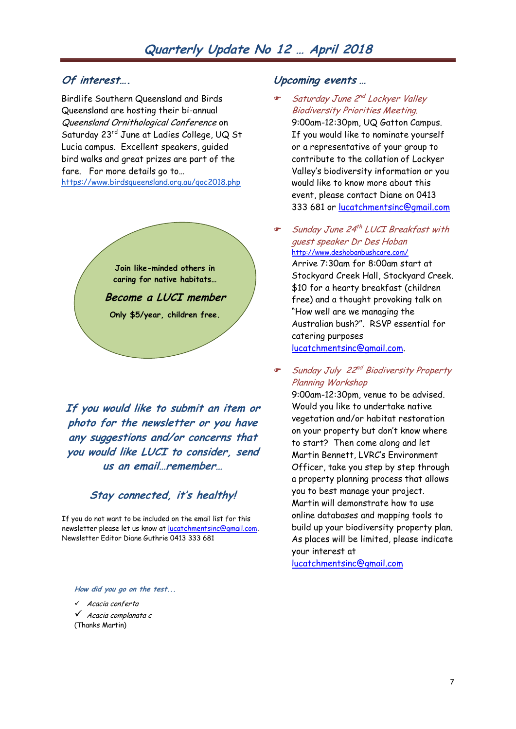# *Quarterly Update No 12 … April 2018*

## *Of interest….*

Birdlife Southern Queensland and Birds Queensland are hosting their bi-annual *Queensland Ornithological Conference* on Saturday 23rd June at Ladies College, UQ St Lucia campus. Excellent speakers, guided bird walks and great prizes are part of the fare. For more details go to… https://www.birdsqueensland.org.au/qoc2018.php

**Join like-minded others in caring for native habitats…**

***Become a LUCI member***

**Only $5/year, children free.**

***If you would like to submit an item or photo for the newsletter or you have any suggestions and/or concerns that you would like LUCI to consider, send us an email…remember…***

***Stay connected, it's healthy!***

If you do not want to be included on the email list for this newsletter please let us know at lucatchmentsinc@gmail.com. Newsletter Editor Diane Guthrie 0413 333 681

***How did you go on the test...***

- ✓ *Acacia conferta*
- ✓ *Acacia complanata c*

(Thanks Martin)

## *Upcoming events …*

- *Saturday June 2nd Lockyer Valley Biodiversity Priorities Meeting.*
  9:00am-12:30pm, UQ Gatton Campus. If you would like to nominate yourself or a representative of your group to contribute to the collation of Lockyer Valley's biodiversity information or you would like to know more about this event, please contact Diane on 0413 333 681 or lucatchmentsinc@gmail.com

- *Sunday June 24th LUCI Breakfast with guest speaker Dr Des Hoban*
  http://www.deshobanbushcare.com/
  Arrive 7:30am for 8:00am start at Stockyard Creek Hall, Stockyard Creek. $10 for a hearty breakfast (children free) and a thought provoking talk on "How well are we managing the Australian bush?". RSVP essential for catering purposes lucatchmentsinc@gmail.com.

- *Sunday July 22nd Biodiversity Property Planning Workshop*
  9:00am-12:30pm, venue to be advised. Would you like to undertake native vegetation and/or habitat restoration on your property but don't know where to start? Then come along and let Martin Bennett, LVRC's Environment Officer, take you step by step through a property planning process that allows you to best manage your project. Martin will demonstrate how to use online databases and mapping tools to build up your biodiversity property plan. As places will be limited, please indicate your interest at lucatchmentsinc@gmail.com